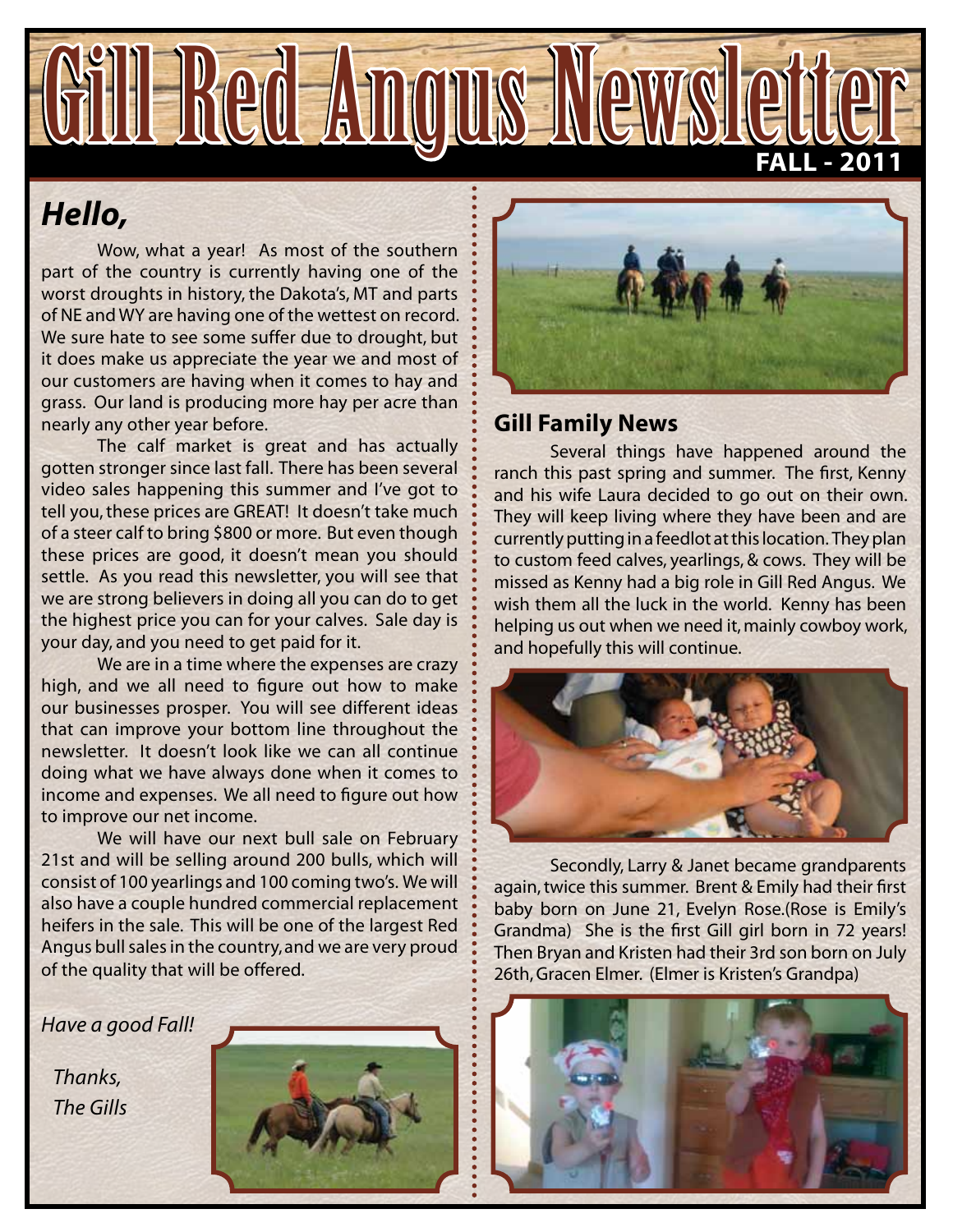# Gill Red Angus Newsletter

**FALL - 2011**

## *Hello,*

Wow, what a year! As most of the southern part of the country is currently having one of the worst droughts in history, the Dakota's, MT and parts of NE and WY are having one of the wettest on record. We sure hate to see some suffer due to drought, but it does make us appreciate the year we and most of our customers are having when it comes to hay and grass. Our land is producing more hay per acre than nearly any other year before.

The calf market is great and has actually gotten stronger since last fall. There has been several video sales happening this summer and I've got to tell you, these prices are GREAT! It doesn't take much of a steer calf to bring $800 or more. But even though these prices are good, it doesn't mean you should settle. As you read this newsletter, you will see that we are strong believers in doing all you can do to get the highest price you can for your calves. Sale day is your day, and you need to get paid for it.

We are in a time where the expenses are crazy high, and we all need to figure out how to make our businesses prosper. You will see different ideas that can improve your bottom line throughout the newsletter. It doesn't look like we can all continue doing what we have always done when it comes to income and expenses. We all need to figure out how to improve our net income.

We will have our next bull sale on February 21st and will be selling around 200 bulls, which will consist of 100 yearlings and 100 coming two's. We will also have a couple hundred commercial replacement heifers in the sale. This will be one of the largest Red Angus bull sales in the country, and we are very proud of the quality that will be offered.

*Have a good Fall!*

*Thanks,*
*The Gills*

## Gill Family News

Several things have happened around the ranch this past spring and summer. The first, Kenny and his wife Laura decided to go out on their own. They will keep living where they have been and are currently putting in a feedlot at this location. They plan to custom feed calves, yearlings, & cows. They will be missed as Kenny had a big role in Gill Red Angus. We wish them all the luck in the world. Kenny has been helping us out when we need it, mainly cowboy work, and hopefully this will continue.

Secondly, Larry & Janet became grandparents again, twice this summer. Brent & Emily had their first baby born on June 21, Evelyn Rose.(Rose is Emily's Grandma) She is the first Gill girl born in 72 years! Then Bryan and Kristen had their 3rd son born on July 26th, Gracen Elmer. (Elmer is Kristen's Grandpa)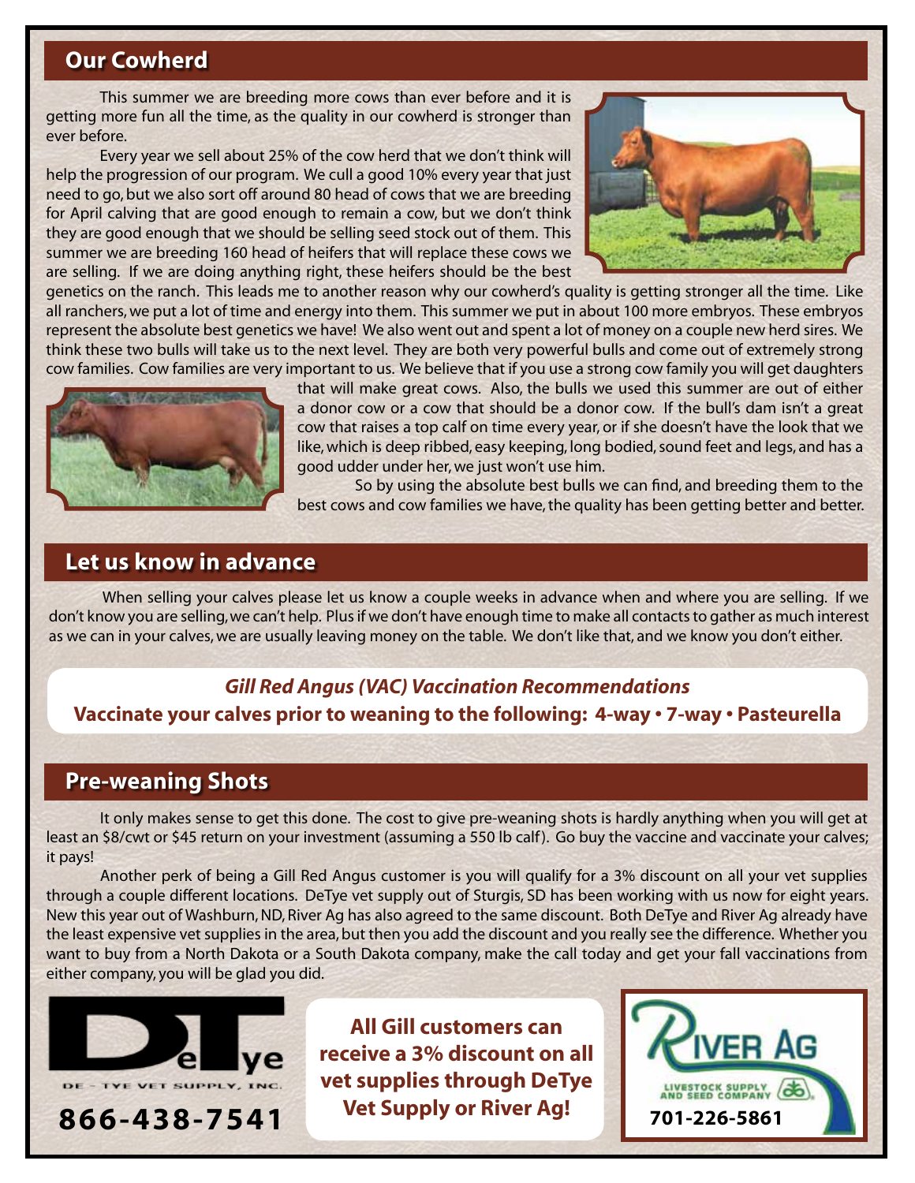## Our Cowherd

This summer we are breeding more cows than ever before and it is getting more fun all the time, as the quality in our cowherd is stronger than ever before.

Every year we sell about 25% of the cow herd that we don't think will help the progression of our program. We cull a good 10% every year that just need to go, but we also sort off around 80 head of cows that we are breeding for April calving that are good enough to remain a cow, but we don't think they are good enough that we should be selling seed stock out of them. This summer we are breeding 160 head of heifers that will replace these cows we are selling. If we are doing anything right, these heifers should be the best genetics on the ranch. This leads me to another reason why our cowherd's quality is getting stronger all the time. Like all ranchers, we put a lot of time and energy into them. This summer we put in about 100 more embryos. These embryos represent the absolute best genetics we have! We also went out and spent a lot of money on a couple new herd sires. We think these two bulls will take us to the next level. They are both very powerful bulls and come out of extremely strong cow families. Cow families are very important to us. We believe that if you use a strong cow family you will get daughters that will make great cows. Also, the bulls we used this summer are out of either a donor cow or a cow that should be a donor cow. If the bull's dam isn't a great cow that raises a top calf on time every year, or if she doesn't have the look that we like, which is deep ribbed, easy keeping, long bodied, sound feet and legs, and has a good udder under her, we just won't use him.

So by using the absolute best bulls we can find, and breeding them to the best cows and cow families we have, the quality has been getting better and better.

## Let us know in advance

When selling your calves please let us know a couple weeks in advance when and where you are selling. If we don't know you are selling, we can't help. Plus if we don't have enough time to make all contacts to gather as much interest as we can in your calves, we are usually leaving money on the table. We don't like that, and we know you don't either.

***Gill Red Angus (VAC) Vaccination Recommendations***

**Vaccinate your calves prior to weaning to the following: 4-way • 7-way • Pasteurella**

## Pre-weaning Shots

It only makes sense to get this done. The cost to give pre-weaning shots is hardly anything when you will get at least an $8/cwt or $45 return on your investment (assuming a 550 lb calf). Go buy the vaccine and vaccinate your calves; it pays!

Another perk of being a Gill Red Angus customer is you will qualify for a 3% discount on all your vet supplies through a couple different locations. DeTye vet supply out of Sturgis, SD has been working with us now for eight years. New this year out of Washburn, ND, River Ag has also agreed to the same discount. Both DeTye and River Ag already have the least expensive vet supplies in the area, but then you add the discount and you really see the difference. Whether you want to buy from a North Dakota or a South Dakota company, make the call today and get your fall vaccinations from either company, you will be glad you did.

DeTye
DE - TYE VET SUPPLY, INC.
**866-438-7541**

**All Gill customers can receive a 3% discount on all vet supplies through DeTye Vet Supply or River Ag!**

RIVER AG
LIVESTOCK SUPPLY AND SEED COMPANY
**701-226-5861**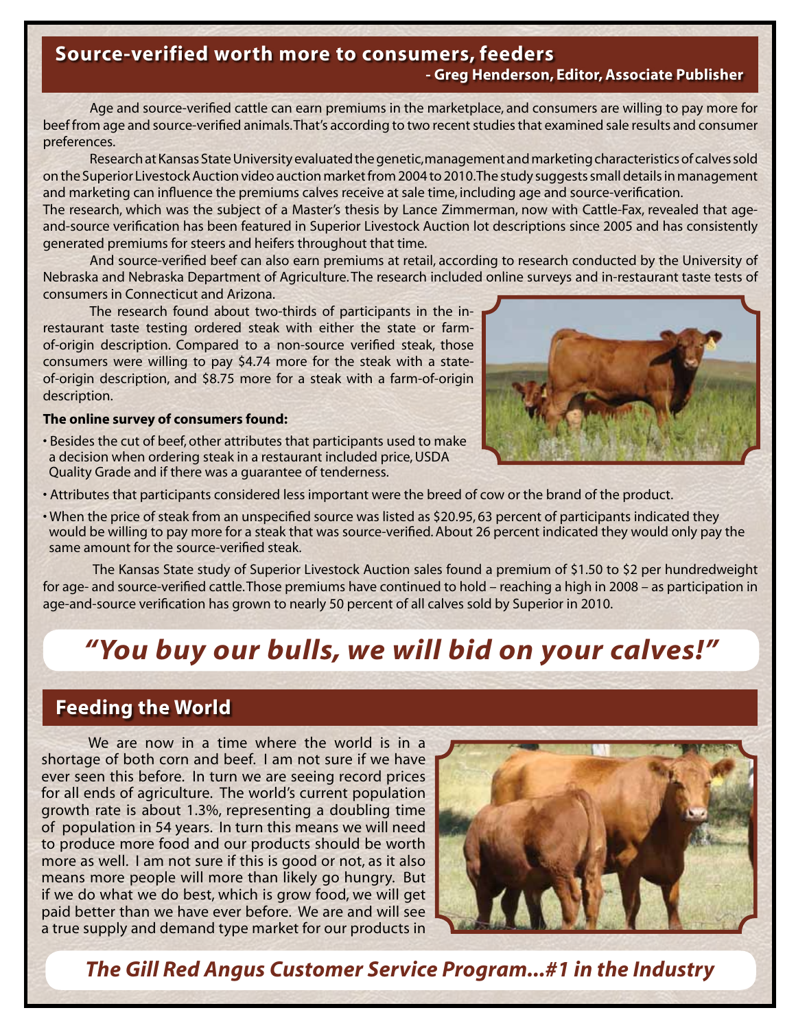## Source-verified worth more to consumers, feeders

**- Greg Henderson, Editor, Associate Publisher**

Age and source-verified cattle can earn premiums in the marketplace, and consumers are willing to pay more for beef from age and source-verified animals. That's according to two recent studies that examined sale results and consumer preferences.

Research at Kansas State University evaluated the genetic, management and marketing characteristics of calves sold on the Superior Livestock Auction video auction market from 2004 to 2010. The study suggests small details in management and marketing can influence the premiums calves receive at sale time, including age and source-verification.

The research, which was the subject of a Master's thesis by Lance Zimmerman, now with Cattle-Fax, revealed that age-and-source verification has been featured in Superior Livestock Auction lot descriptions since 2005 and has consistently generated premiums for steers and heifers throughout that time.

And source-verified beef can also earn premiums at retail, according to research conducted by the University of Nebraska and Nebraska Department of Agriculture. The research included online surveys and in-restaurant taste tests of consumers in Connecticut and Arizona.

The research found about two-thirds of participants in the in-restaurant taste testing ordered steak with either the state or farm-of-origin description. Compared to a non-source verified steak, those consumers were willing to pay $4.74 more for the steak with a state-of-origin description, and $8.75 more for a steak with a farm-of-origin description.

**The online survey of consumers found:**

- Besides the cut of beef, other attributes that participants used to make a decision when ordering steak in a restaurant included price, USDA Quality Grade and if there was a guarantee of tenderness.
- Attributes that participants considered less important were the breed of cow or the brand of the product.
- When the price of steak from an unspecified source was listed as $20.95, 63 percent of participants indicated they would be willing to pay more for a steak that was source-verified. About 26 percent indicated they would only pay the same amount for the source-verified steak.

The Kansas State study of Superior Livestock Auction sales found a premium of $1.50 to $2 per hundredweight for age- and source-verified cattle. Those premiums have continued to hold – reaching a high in 2008 – as participation in age-and-source verification has grown to nearly 50 percent of all calves sold by Superior in 2010.

# *"You buy our bulls, we will bid on your calves!"*

## Feeding the World

We are now in a time where the world is in a shortage of both corn and beef. I am not sure if we have ever seen this before. In turn we are seeing record prices for all ends of agriculture. The world's current population growth rate is about 1.3%, representing a doubling time of population in 54 years. In turn this means we will need to produce more food and our products should be worth more as well. I am not sure if this is good or not, as it also means more people will more than likely go hungry. But if we do what we do best, which is grow food, we will get paid better than we have ever before. We are and will see a true supply and demand type market for our products in

***The Gill Red Angus Customer Service Program...#1 in the Industry***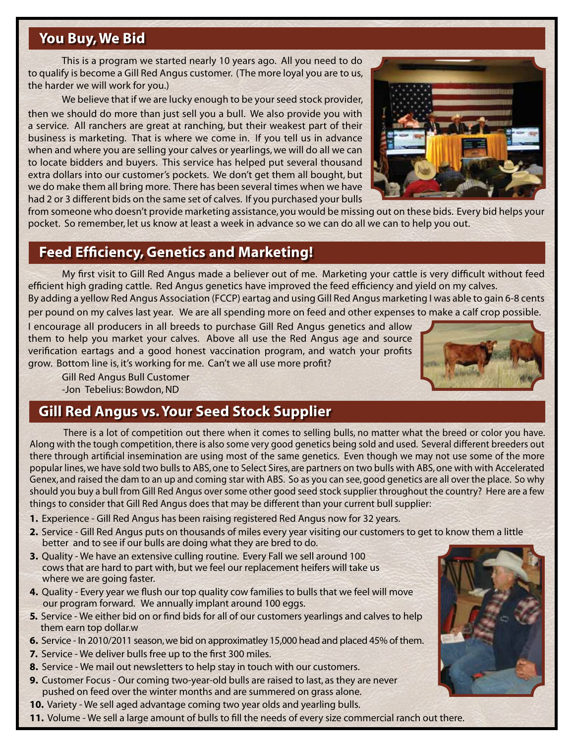## You Buy, We Bid

This is a program we started nearly 10 years ago. All you need to do to qualify is become a Gill Red Angus customer. (The more loyal you are to us, the harder we will work for you.)

We believe that if we are lucky enough to be your seed stock provider, then we should do more than just sell you a bull. We also provide you with a service. All ranchers are great at ranching, but their weakest part of their business is marketing. That is where we come in. If you tell us in advance when and where you are selling your calves or yearlings, we will do all we can to locate bidders and buyers. This service has helped put several thousand extra dollars into our customer's pockets. We don't get them all bought, but we do make them all bring more. There has been several times when we have had 2 or 3 different bids on the same set of calves. If you purchased your bulls from someone who doesn't provide marketing assistance, you would be missing out on these bids. Every bid helps your pocket. So remember, let us know at least a week in advance so we can do all we can to help you out.

## Feed Efficiency, Genetics and Marketing!

My first visit to Gill Red Angus made a believer out of me. Marketing your cattle is very difficult without feed efficient high grading cattle. Red Angus genetics have improved the feed efficiency and yield on my calves. By adding a yellow Red Angus Association (FCCP) eartag and using Gill Red Angus marketing I was able to gain 6-8 cents per pound on my calves last year. We are all spending more on feed and other expenses to make a calf crop possible. I encourage all producers in all breeds to purchase Gill Red Angus genetics and allow them to help you market your calves. Above all use the Red Angus age and source verification eartags and a good honest vaccination program, and watch your profits grow. Bottom line is, it's working for me. Can't we all use more profit?

Gill Red Angus Bull Customer
-Jon Tebelius: Bowdon, ND

## Gill Red Angus vs. Your Seed Stock Supplier

There is a lot of competition out there when it comes to selling bulls, no matter what the breed or color you have. Along with the tough competition, there is also some very good genetics being sold and used. Several different breeders out there through artificial insemination are using most of the same genetics. Even though we may not use some of the more popular lines, we have sold two bulls to ABS, one to Select Sires, are partners on two bulls with ABS, one with with Accelerated Genex, and raised the dam to an up and coming star with ABS. So as you can see, good genetics are all over the place. So why should you buy a bull from Gill Red Angus over some other good seed stock supplier throughout the country? Here are a few things to consider that Gill Red Angus does that may be different than your current bull supplier:

1. Experience - Gill Red Angus has been raising registered Red Angus now for 32 years.
2. Service - Gill Red Angus puts on thousands of miles every year visiting our customers to get to know them a little better and to see if our bulls are doing what they are bred to do.
3. Quality - We have an extensive culling routine. Every Fall we sell around 100 cows that are hard to part with, but we feel our replacement heifers will take us where we are going faster.
4. Quality - Every year we flush our top quality cow families to bulls that we feel will move our program forward. We annually implant around 100 eggs.
5. Service - We either bid on or find bids for all of our customers yearlings and calves to help them earn top dollar.w
6. Service - In 2010/2011 season, we bid on approximatley 15,000 head and placed 45% of them.
7. Service - We deliver bulls free up to the first 300 miles.
8. Service - We mail out newsletters to help stay in touch with our customers.
9. Customer Focus - Our coming two-year-old bulls are raised to last, as they are never pushed on feed over the winter months and are summered on grass alone.
10. Variety - We sell aged advantage coming two year olds and yearling bulls.
11. Volume - We sell a large amount of bulls to fill the needs of every size commercial ranch out there.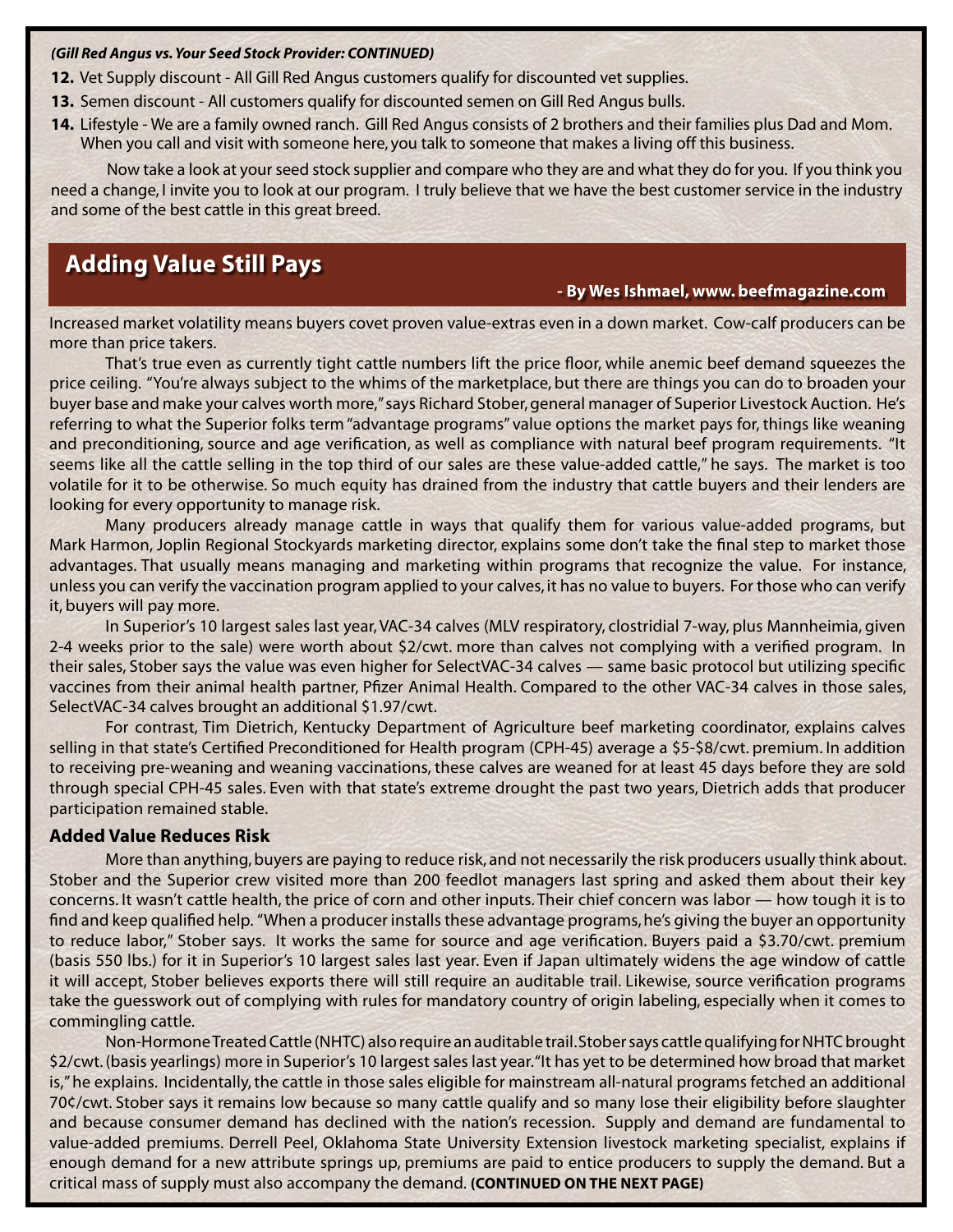*(Gill Red Angus vs. Your Seed Stock Provider: CONTINUED)*

12. Vet Supply discount - All Gill Red Angus customers qualify for discounted vet supplies.
13. Semen discount - All customers qualify for discounted semen on Gill Red Angus bulls.
14. Lifestyle - We are a family owned ranch. Gill Red Angus consists of 2 brothers and their families plus Dad and Mom. When you call and visit with someone here, you talk to someone that makes a living off this business.

Now take a look at your seed stock supplier and compare who they are and what they do for you. If you think you need a change, I invite you to look at our program. I truly believe that we have the best customer service in the industry and some of the best cattle in this great breed.

## Adding Value Still Pays

**- By Wes Ishmael, www. beefmagazine.com**

Increased market volatility means buyers covet proven value-extras even in a down market. Cow-calf producers can be more than price takers.

That's true even as currently tight cattle numbers lift the price floor, while anemic beef demand squeezes the price ceiling. "You're always subject to the whims of the marketplace, but there are things you can do to broaden your buyer base and make your calves worth more," says Richard Stober, general manager of Superior Livestock Auction. He's referring to what the Superior folks term "advantage programs" value options the market pays for, things like weaning and preconditioning, source and age verification, as well as compliance with natural beef program requirements. "It seems like all the cattle selling in the top third of our sales are these value-added cattle," he says. The market is too volatile for it to be otherwise. So much equity has drained from the industry that cattle buyers and their lenders are looking for every opportunity to manage risk.

Many producers already manage cattle in ways that qualify them for various value-added programs, but Mark Harmon, Joplin Regional Stockyards marketing director, explains some don't take the final step to market those advantages. That usually means managing and marketing within programs that recognize the value. For instance, unless you can verify the vaccination program applied to your calves, it has no value to buyers. For those who can verify it, buyers will pay more.

In Superior's 10 largest sales last year, VAC-34 calves (MLV respiratory, clostridial 7-way, plus Mannheimia, given 2-4 weeks prior to the sale) were worth about $2/cwt. more than calves not complying with a verified program. In their sales, Stober says the value was even higher for SelectVAC-34 calves — same basic protocol but utilizing specific vaccines from their animal health partner, Pfizer Animal Health. Compared to the other VAC-34 calves in those sales, SelectVAC-34 calves brought an additional $1.97/cwt.

For contrast, Tim Dietrich, Kentucky Department of Agriculture beef marketing coordinator, explains calves selling in that state's Certified Preconditioned for Health program (CPH-45) average a $5-$8/cwt. premium. In addition to receiving pre-weaning and weaning vaccinations, these calves are weaned for at least 45 days before they are sold through special CPH-45 sales. Even with that state's extreme drought the past two years, Dietrich adds that producer participation remained stable.

### Added Value Reduces Risk

More than anything, buyers are paying to reduce risk, and not necessarily the risk producers usually think about. Stober and the Superior crew visited more than 200 feedlot managers last spring and asked them about their key concerns. It wasn't cattle health, the price of corn and other inputs. Their chief concern was labor — how tough it is to find and keep qualified help. "When a producer installs these advantage programs, he's giving the buyer an opportunity to reduce labor," Stober says. It works the same for source and age verification. Buyers paid a $3.70/cwt. premium (basis 550 lbs.) for it in Superior's 10 largest sales last year. Even if Japan ultimately widens the age window of cattle it will accept, Stober believes exports there will still require an auditable trail. Likewise, source verification programs take the guesswork out of complying with rules for mandatory country of origin labeling, especially when it comes to commingling cattle.

Non-Hormone Treated Cattle (NHTC) also require an auditable trail. Stober says cattle qualifying for NHTC brought $2/cwt. (basis yearlings) more in Superior's 10 largest sales last year. "It has yet to be determined how broad that market is," he explains. Incidentally, the cattle in those sales eligible for mainstream all-natural programs fetched an additional 70¢/cwt. Stober says it remains low because so many cattle qualify and so many lose their eligibility before slaughter and because consumer demand has declined with the nation's recession. Supply and demand are fundamental to value-added premiums. Derrell Peel, Oklahoma State University Extension livestock marketing specialist, explains if enough demand for a new attribute springs up, premiums are paid to entice producers to supply the demand. But a critical mass of supply must also accompany the demand. **(CONTINUED ON THE NEXT PAGE)**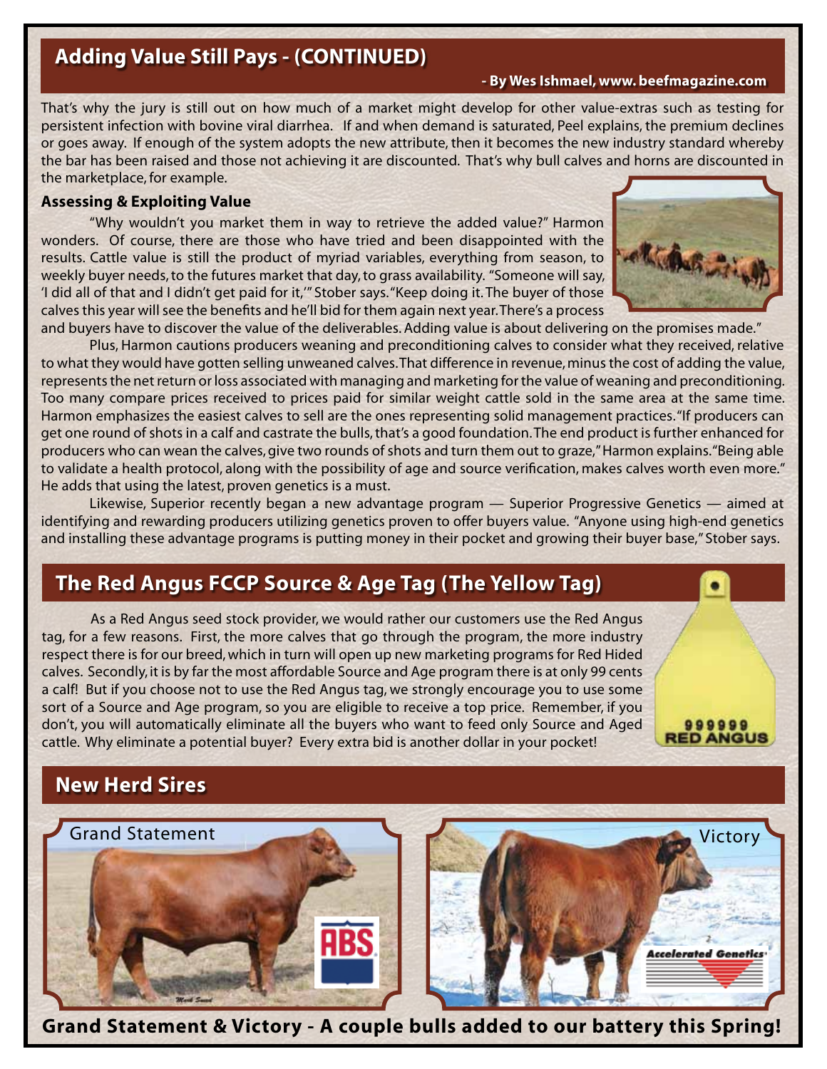## Adding Value Still Pays - (CONTINUED)

**- By Wes Ishmael, www.beefmagazine.com**

That's why the jury is still out on how much of a market might develop for other value-extras such as testing for persistent infection with bovine viral diarrhea. If and when demand is saturated, Peel explains, the premium declines or goes away. If enough of the system adopts the new attribute, then it becomes the new industry standard whereby the bar has been raised and those not achieving it are discounted. That's why bull calves and horns are discounted in the marketplace, for example.

### Assessing & Exploiting Value

"Why wouldn't you market them in way to retrieve the added value?" Harmon wonders. Of course, there are those who have tried and been disappointed with the results. Cattle value is still the product of myriad variables, everything from season, to weekly buyer needs, to the futures market that day, to grass availability. "Someone will say, 'I did all of that and I didn't get paid for it,'" Stober says. "Keep doing it. The buyer of those calves this year will see the benefits and he'll bid for them again next year. There's a process and buyers have to discover the value of the deliverables. Adding value is about delivering on the promises made."

Plus, Harmon cautions producers weaning and preconditioning calves to consider what they received, relative to what they would have gotten selling unweaned calves. That difference in revenue, minus the cost of adding the value, represents the net return or loss associated with managing and marketing for the value of weaning and preconditioning. Too many compare prices received to prices paid for similar weight cattle sold in the same area at the same time. Harmon emphasizes the easiest calves to sell are the ones representing solid management practices. "If producers can get one round of shots in a calf and castrate the bulls, that's a good foundation. The end product is further enhanced for producers who can wean the calves, give two rounds of shots and turn them out to graze," Harmon explains. "Being able to validate a health protocol, along with the possibility of age and source verification, makes calves worth even more." He adds that using the latest, proven genetics is a must.

Likewise, Superior recently began a new advantage program — Superior Progressive Genetics — aimed at identifying and rewarding producers utilizing genetics proven to offer buyers value. "Anyone using high-end genetics and installing these advantage programs is putting money in their pocket and growing their buyer base," Stober says.

## The Red Angus FCCP Source & Age Tag (The Yellow Tag)

As a Red Angus seed stock provider, we would rather our customers use the Red Angus tag, for a few reasons. First, the more calves that go through the program, the more industry respect there is for our breed, which in turn will open up new marketing programs for Red Hided calves. Secondly, it is by far the most affordable Source and Age program there is at only 99 cents a calf! But if you choose not to use the Red Angus tag, we strongly encourage you to use some sort of a Source and Age program, so you are eligible to receive a top price. Remember, if you don't, you will automatically eliminate all the buyers who want to feed only Source and Aged cattle. Why eliminate a potential buyer? Every extra bid is another dollar in your pocket!

999999
RED ANGUS

## New Herd Sires

Grand Statement

Victory

**Grand Statement & Victory - A couple bulls added to our battery this Spring!**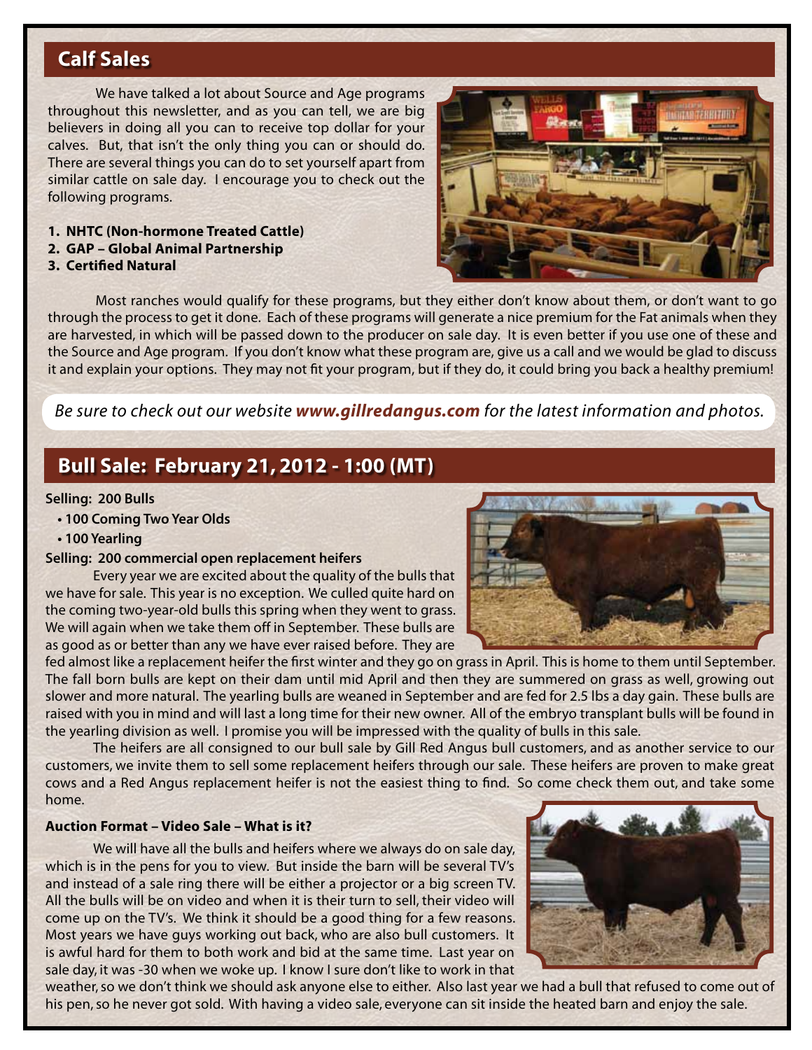## Calf Sales

We have talked a lot about Source and Age programs throughout this newsletter, and as you can tell, we are big believers in doing all you can to receive top dollar for your calves. But, that isn't the only thing you can or should do. There are several things you can do to set yourself apart from similar cattle on sale day. I encourage you to check out the following programs.

1. **NHTC (Non-hormone Treated Cattle)**
2. **GAP – Global Animal Partnership**
3. **Certified Natural**

Most ranches would qualify for these programs, but they either don't know about them, or don't want to go through the process to get it done. Each of these programs will generate a nice premium for the Fat animals when they are harvested, in which will be passed down to the producer on sale day. It is even better if you use one of these and the Source and Age program. If you don't know what these program are, give us a call and we would be glad to discuss it and explain your options. They may not fit your program, but if they do, it could bring you back a healthy premium!

*Be sure to check out our website **www.gillredangus.com** for the latest information and photos.*

## Bull Sale: February 21, 2012 - 1:00 (MT)

**Selling: 200 Bulls**

- **100 Coming Two Year Olds**
- **100 Yearling**

**Selling: 200 commercial open replacement heifers**

Every year we are excited about the quality of the bulls that we have for sale. This year is no exception. We culled quite hard on the coming two-year-old bulls this spring when they went to grass. We will again when we take them off in September. These bulls are as good as or better than any we have ever raised before. They are fed almost like a replacement heifer the first winter and they go on grass in April. This is home to them until September. The fall born bulls are kept on their dam until mid April and then they are summered on grass as well, growing out slower and more natural. The yearling bulls are weaned in September and are fed for 2.5 lbs a day gain. These bulls are raised with you in mind and will last a long time for their new owner. All of the embryo transplant bulls will be found in the yearling division as well. I promise you will be impressed with the quality of bulls in this sale.

The heifers are all consigned to our bull sale by Gill Red Angus bull customers, and as another service to our customers, we invite them to sell some replacement heifers through our sale. These heifers are proven to make great cows and a Red Angus replacement heifer is not the easiest thing to find. So come check them out, and take some home.

**Auction Format – Video Sale – What is it?**

We will have all the bulls and heifers where we always do on sale day, which is in the pens for you to view. But inside the barn will be several TV's and instead of a sale ring there will be either a projector or a big screen TV. All the bulls will be on video and when it is their turn to sell, their video will come up on the TV's. We think it should be a good thing for a few reasons. Most years we have guys working out back, who are also bull customers. It is awful hard for them to both work and bid at the same time. Last year on sale day, it was -30 when we woke up. I know I sure don't like to work in that weather, so we don't think we should ask anyone else to either. Also last year we had a bull that refused to come out of his pen, so he never got sold. With having a video sale, everyone can sit inside the heated barn and enjoy the sale.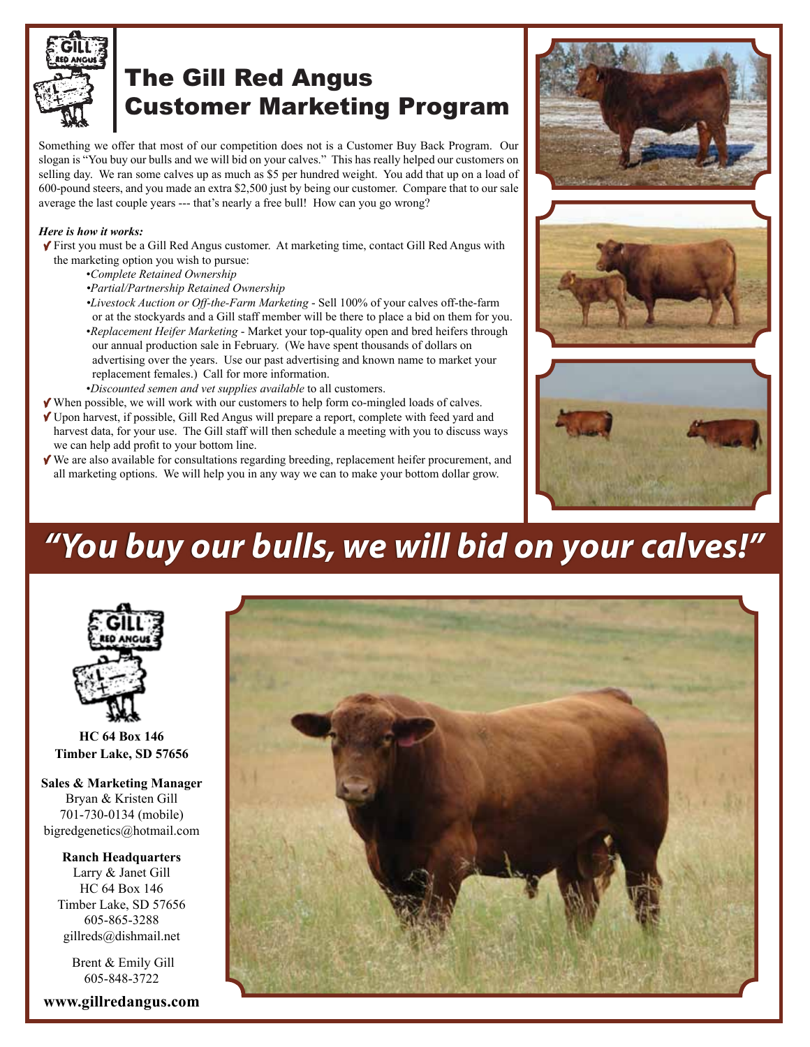# The Gill Red Angus Customer Marketing Program

Something we offer that most of our competition does not is a Customer Buy Back Program. Our slogan is "You buy our bulls and we will bid on your calves." This has really helped our customers on selling day. We ran some calves up as much as $5 per hundred weight. You add that up on a load of 600-pound steers, and you made an extra $2,500 just by being our customer. Compare that to our sale average the last couple years --- that's nearly a free bull! How can you go wrong?

***Here is how it works:***

- ✔ First you must be a Gill Red Angus customer. At marketing time, contact Gill Red Angus with the marketing option you wish to pursue:
  - *Complete Retained Ownership*
  - *Partial/Partnership Retained Ownership*
  - *Livestock Auction or Off-the-Farm Marketing* - Sell 100% of your calves off-the-farm or at the stockyards and a Gill staff member will be there to place a bid on them for you.
  - *Replacement Heifer Marketing* - Market your top-quality open and bred heifers through our annual production sale in February. (We have spent thousands of dollars on advertising over the years. Use our past advertising and known name to market your replacement females.) Call for more information.
  - *Discounted semen and vet supplies available* to all customers.
- ✔ When possible, we will work with our customers to help form co-mingled loads of calves.
- ✔ Upon harvest, if possible, Gill Red Angus will prepare a report, complete with feed yard and harvest data, for your use. The Gill staff will then schedule a meeting with you to discuss ways we can help add profit to your bottom line.
- ✔ We are also available for consultations regarding breeding, replacement heifer procurement, and all marketing options. We will help you in any way we can to make your bottom dollar grow.

## *"You buy our bulls, we will bid on your calves!"*

**HC 64 Box 146**
**Timber Lake, SD 57656**

**Sales & Marketing Manager**
Bryan & Kristen Gill
701-730-0134 (mobile)
bigredgenetics@hotmail.com

**Ranch Headquarters**
Larry & Janet Gill
HC 64 Box 146
Timber Lake, SD 57656
605-865-3288
gillreds@dishmail.net

Brent & Emily Gill
605-848-3722

**www.gillredangus.com**